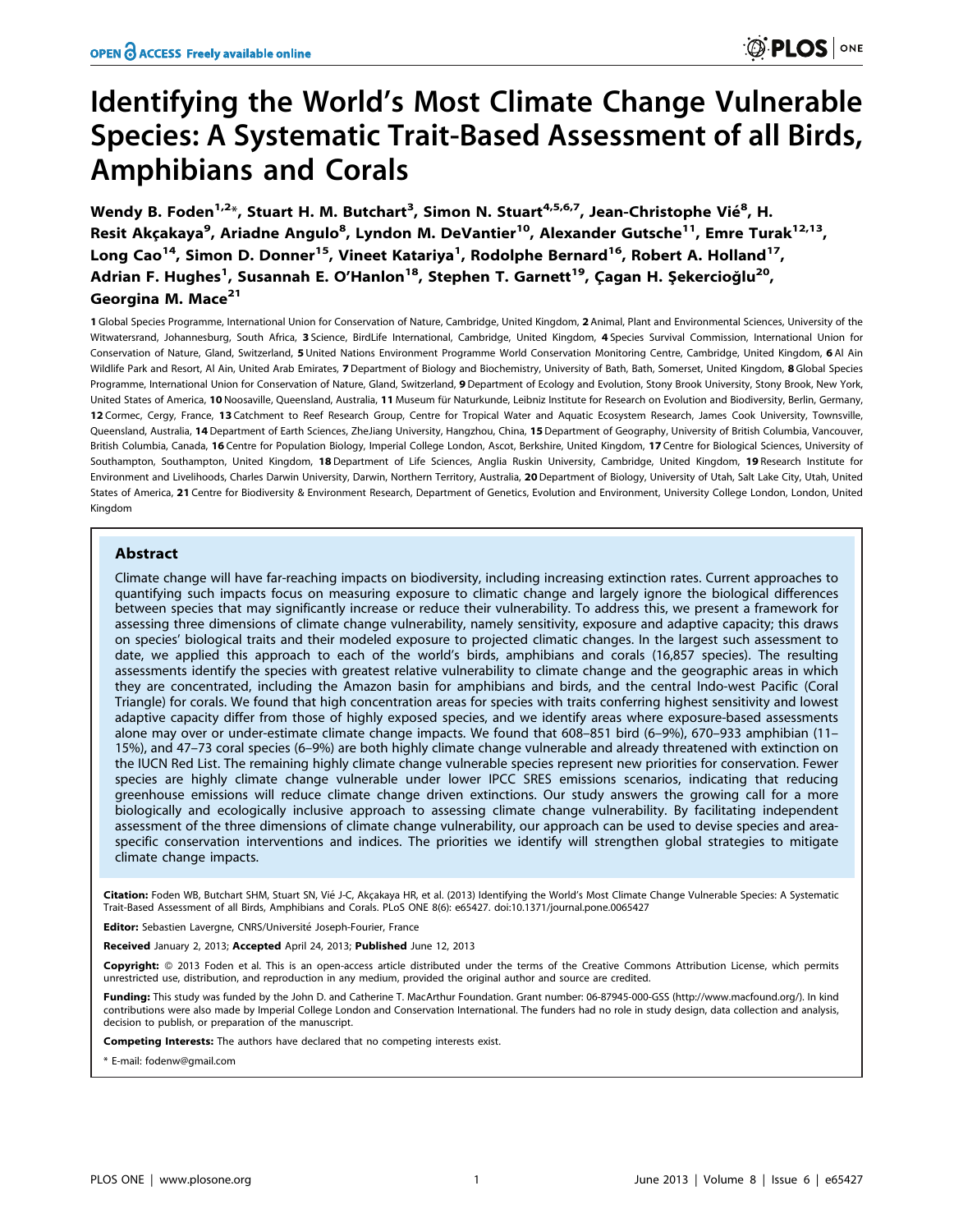# Identifying the World's Most Climate Change Vulnerable Species: A Systematic Trait-Based Assessment of all Birds, Amphibians and Corals

Wendy B. Foden[1,2]*, Stuart H. M. Butchart[3], Simon N. Stuart[4,5,6,7], Jean-Christophe Vié[8], H. Resit Akçakaya[9], Ariadne Angulo[8], Lyndon M. DeVantier[10], Alexander Gutsche[11], Emre Turak[12,13], Long Cao[14], Simon D. Donner[15], Vineet Katariya[1], Rodolphe Bernard[16], Robert A. Holland[17], Adrian F. Hughes[1], Susannah E. O'Hanlon[18], Stephen T. Garnett[19], Çagan H. Şekercioğlu[20], Georgina M. Mace[21]

1 Global Species Programme, International Union for Conservation of Nature, Cambridge, United Kingdom, 2 Animal, Plant and Environmental Sciences, University of the Witwatersrand, Johannesburg, South Africa, 3 Science, BirdLife International, Cambridge, United Kingdom, 4 Species Survival Commission, International Union for Conservation of Nature, Gland, Switzerland, 5 United Nations Environment Programme World Conservation Monitoring Centre, Cambridge, United Kingdom, 6 Al Ain Wildlife Park and Resort, Al Ain, United Arab Emirates, 7 Department of Biology and Biochemistry, University of Bath, Bath, Somerset, United Kingdom, 8 Global Species Programme, International Union for Conservation of Nature, Gland, Switzerland, 9 Department of Ecology and Evolution, Stony Brook University, Stony Brook, New York, United States of America, 10 Noosaville, Queensland, Australia, 11 Museum für Naturkunde, Leibniz Institute for Research on Evolution and Biodiversity, Berlin, Germany, 12 Cormec, Cergy, France, 13 Catchment to Reef Research Group, Centre for Tropical Water and Aquatic Ecosystem Research, James Cook University, Townsville, Queensland, Australia, 14 Department of Earth Sciences, ZheJiang University, Hangzhou, China, 15 Department of Geography, University of British Columbia, Vancouver, British Columbia, Canada, 16 Centre for Population Biology, Imperial College London, Ascot, Berkshire, United Kingdom, 17 Centre for Biological Sciences, University of Southampton, Southampton, United Kingdom, 18 Department of Life Sciences, Anglia Ruskin University, Cambridge, United Kingdom, 19 Research Institute for Environment and Livelihoods, Charles Darwin University, Darwin, Northern Territory, Australia, 20 Department of Biology, University of Utah, Salt Lake City, Utah, United States of America, 21 Centre for Biodiversity & Environment Research, Department of Genetics, Evolution and Environment, University College London, London, United Kingdom

## Abstract

Climate change will have far-reaching impacts on biodiversity, including increasing extinction rates. Current approaches to quantifying such impacts focus on measuring exposure to climatic change and largely ignore the biological differences between species that may significantly increase or reduce their vulnerability. To address this, we present a framework for assessing three dimensions of climate change vulnerability, namely sensitivity, exposure and adaptive capacity; this draws on species' biological traits and their modeled exposure to projected climatic changes. In the largest such assessment to date, we applied this approach to each of the world's birds, amphibians and corals (16,857 species). The resulting assessments identify the species with greatest relative vulnerability to climate change and the geographic areas in which they are concentrated, including the Amazon basin for amphibians and birds, and the central Indo-west Pacific (Coral Triangle) for corals. We found that high concentration areas for species with traits conferring highest sensitivity and lowest adaptive capacity differ from those of highly exposed species, and we identify areas where exposure-based assessments alone may over or under-estimate climate change impacts. We found that 608–851 bird (6–9%), 670–933 amphibian (11–15%), and 47–73 coral species (6–9%) are both highly climate change vulnerable and already threatened with extinction on the IUCN Red List. The remaining highly climate change vulnerable species represent new priorities for conservation. Fewer species are highly climate change vulnerable under lower IPCC SRES emissions scenarios, indicating that reducing greenhouse emissions will reduce climate change driven extinctions. Our study answers the growing call for a more biologically and ecologically inclusive approach to assessing climate change vulnerability. By facilitating independent assessment of the three dimensions of climate change vulnerability, our approach can be used to devise species and area-specific conservation interventions and indices. The priorities we identify will strengthen global strategies to mitigate climate change impacts.

**Citation:** Foden WB, Butchart SHM, Stuart SN, Vié J-C, Akçakaya HR, et al. (2013) Identifying the World's Most Climate Change Vulnerable Species: A Systematic Trait-Based Assessment of all Birds, Amphibians and Corals. PLoS ONE 8(6): e65427. doi:10.1371/journal.pone.0065427

**Editor:** Sebastien Lavergne, CNRS/Université Joseph-Fourier, France

**Received** January 2, 2013; **Accepted** April 24, 2013; **Published** June 12, 2013

**Copyright:** © 2013 Foden et al. This is an open-access article distributed under the terms of the Creative Commons Attribution License, which permits unrestricted use, distribution, and reproduction in any medium, provided the original author and source are credited.

**Funding:** This study was funded by the John D. and Catherine T. MacArthur Foundation. Grant number: 06-87945-000-GSS (http://www.macfound.org/). In kind contributions were also made by Imperial College London and Conservation International. The funders had no role in study design, data collection and analysis, decision to publish, or preparation of the manuscript.

**Competing Interests:** The authors have declared that no competing interests exist.

* E-mail: fodenw@gmail.com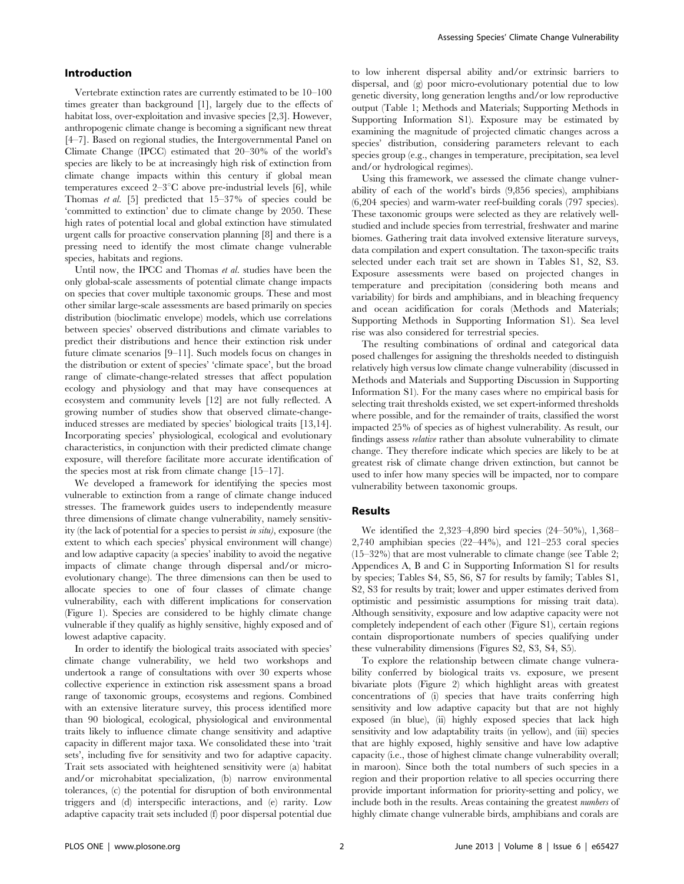## Introduction

Vertebrate extinction rates are currently estimated to be 10–100 times greater than background [1], largely due to the effects of habitat loss, over-exploitation and invasive species [2,3]. However, anthropogenic climate change is becoming a significant new threat [4–7]. Based on regional studies, the Intergovernmental Panel on Climate Change (IPCC) estimated that 20–30% of the world's species are likely to be at increasingly high risk of extinction from climate change impacts within this century if global mean temperatures exceed 2–3°C above pre-industrial levels [6], while Thomas *et al.* [5] predicted that 15–37% of species could be 'committed to extinction' due to climate change by 2050. These high rates of potential local and global extinction have stimulated urgent calls for proactive conservation planning [8] and there is a pressing need to identify the most climate change vulnerable species, habitats and regions.

Until now, the IPCC and Thomas *et al.* studies have been the only global-scale assessments of potential climate change impacts on species that cover multiple taxonomic groups. These and most other similar large-scale assessments are based primarily on species distribution (bioclimatic envelope) models, which use correlations between species' observed distributions and climate variables to predict their distributions and hence their extinction risk under future climate scenarios [9–11]. Such models focus on changes in the distribution or extent of species' 'climate space', but the broad range of climate-change-related stresses that affect population ecology and physiology and that may have consequences at ecosystem and community levels [12] are not fully reflected. A growing number of studies show that observed climate-change-induced stresses are mediated by species' biological traits [13,14]. Incorporating species' physiological, ecological and evolutionary characteristics, in conjunction with their predicted climate change exposure, will therefore facilitate more accurate identification of the species most at risk from climate change [15–17].

We developed a framework for identifying the species most vulnerable to extinction from a range of climate change induced stresses. The framework guides users to independently measure three dimensions of climate change vulnerability, namely sensitivity (the lack of potential for a species to persist *in situ*), exposure (the extent to which each species' physical environment will change) and low adaptive capacity (a species' inability to avoid the negative impacts of climate change through dispersal and/or micro-evolutionary change). The three dimensions can then be used to allocate species to one of four classes of climate change vulnerability, each with different implications for conservation (Figure 1). Species are considered to be highly climate change vulnerable if they qualify as highly sensitive, highly exposed and of lowest adaptive capacity.

In order to identify the biological traits associated with species' climate change vulnerability, we held two workshops and undertook a range of consultations with over 30 experts whose collective experience in extinction risk assessment spans a broad range of taxonomic groups, ecosystems and regions. Combined with an extensive literature survey, this process identified more than 90 biological, ecological, physiological and environmental traits likely to influence climate change sensitivity and adaptive capacity in different major taxa. We consolidated these into 'trait sets', including five for sensitivity and two for adaptive capacity. Trait sets associated with heightened sensitivity were (a) habitat and/or microhabitat specialization, (b) narrow environmental tolerances, (c) the potential for disruption of both environmental triggers and (d) interspecific interactions, and (e) rarity. Low adaptive capacity trait sets included (f) poor dispersal potential due to low inherent dispersal ability and/or extrinsic barriers to dispersal, and (g) poor micro-evolutionary potential due to low genetic diversity, long generation lengths and/or low reproductive output (Table 1; Methods and Materials; Supporting Methods in Supporting Information S1). Exposure may be estimated by examining the magnitude of projected climatic changes across a species' distribution, considering parameters relevant to each species group (e.g., changes in temperature, precipitation, sea level and/or hydrological regimes).

Using this framework, we assessed the climate change vulnerability of each of the world's birds (9,856 species), amphibians (6,204 species) and warm-water reef-building corals (797 species). These taxonomic groups were selected as they are relatively well-studied and include species from terrestrial, freshwater and marine biomes. Gathering trait data involved extensive literature surveys, data compilation and expert consultation. The taxon-specific traits selected under each trait set are shown in Tables S1, S2, S3. Exposure assessments were based on projected changes in temperature and precipitation (considering both means and variability) for birds and amphibians, and in bleaching frequency and ocean acidification for corals (Methods and Materials; Supporting Methods in Supporting Information S1). Sea level rise was also considered for terrestrial species.

The resulting combinations of ordinal and categorical data posed challenges for assigning the thresholds needed to distinguish relatively high versus low climate change vulnerability (discussed in Methods and Materials and Supporting Discussion in Supporting Information S1). For the many cases where no empirical basis for selecting trait thresholds existed, we set expert-informed thresholds where possible, and for the remainder of traits, classified the worst impacted 25% of species as of highest vulnerability. As result, our findings assess *relative* rather than absolute vulnerability to climate change. They therefore indicate which species are likely to be at greatest risk of climate change driven extinction, but cannot be used to infer how many species will be impacted, nor to compare vulnerability between taxonomic groups.

## Results

We identified the 2,323–4,890 bird species (24–50%), 1,368–2,740 amphibian species (22–44%), and 121–253 coral species (15–32%) that are most vulnerable to climate change (see Table 2; Appendices A, B and C in Supporting Information S1 for results by species; Tables S4, S5, S6, S7 for results by family; Tables S1, S2, S3 for results by trait; lower and upper estimates derived from optimistic and pessimistic assumptions for missing trait data). Although sensitivity, exposure and low adaptive capacity were not completely independent of each other (Figure S1), certain regions contain disproportionate numbers of species qualifying under these vulnerability dimensions (Figures S2, S3, S4, S5).

To explore the relationship between climate change vulnerability conferred by biological traits vs. exposure, we present bivariate plots (Figure 2) which highlight areas with greatest concentrations of (i) species that have traits conferring high sensitivity and low adaptive capacity but that are not highly exposed (in blue), (ii) highly exposed species that lack high sensitivity and low adaptability traits (in yellow), and (iii) species that are highly exposed, highly sensitive and have low adaptive capacity (i.e., those of highest climate change vulnerability overall; in maroon). Since both the total numbers of such species in a region and their proportion relative to all species occurring there provide important information for priority-setting and policy, we include both in the results. Areas containing the greatest *numbers* of highly climate change vulnerable birds, amphibians and corals are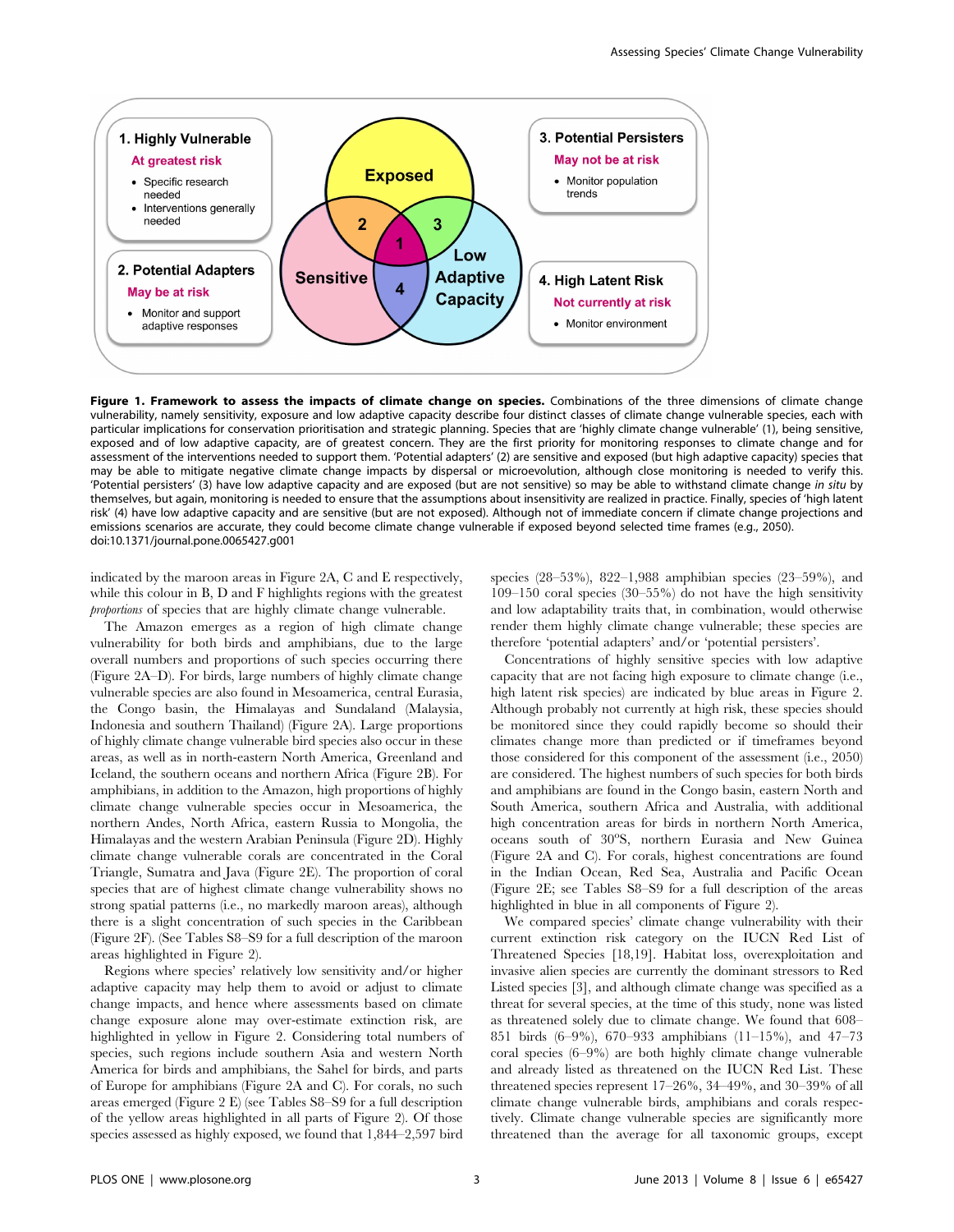**Figure 1. Framework to assess the impacts of climate change on species.** Combinations of the three dimensions of climate change vulnerability, namely sensitivity, exposure and low adaptive capacity describe four distinct classes of climate change vulnerable species, each with particular implications for conservation prioritisation and strategic planning. Species that are 'highly climate change vulnerable' (1), being sensitive, exposed and of low adaptive capacity, are of greatest concern. They are the first priority for monitoring responses to climate change and for assessment of the interventions needed to support them. 'Potential adapters' (2) are sensitive and exposed (but high adaptive capacity) species that may be able to mitigate negative climate change impacts by dispersal or microevolution, although close monitoring is needed to verify this. 'Potential persisters' (3) have low adaptive capacity and are exposed (but are not sensitive) so may be able to withstand climate change *in situ* by themselves, but again, monitoring is needed to ensure that the assumptions about insensitivity are realized in practice. Finally, species of 'high latent risk' (4) have low adaptive capacity and are sensitive (but are not exposed). Although not of immediate concern if climate change projections and emissions scenarios are accurate, they could become climate change vulnerable if exposed beyond selected time frames (e.g., 2050). doi:10.1371/journal.pone.0065427.g001

indicated by the maroon areas in Figure 2A, C and E respectively, while this colour in B, D and F highlights regions with the greatest *proportions* of species that are highly climate change vulnerable.

The Amazon emerges as a region of high climate change vulnerability for both birds and amphibians, due to the large overall numbers and proportions of such species occurring there (Figure 2A–D). For birds, large numbers of highly climate change vulnerable species are also found in Mesoamerica, central Eurasia, the Congo basin, the Himalayas and Sundaland (Malaysia, Indonesia and southern Thailand) (Figure 2A). Large proportions of highly climate change vulnerable bird species also occur in these areas, as well as in north-eastern North America, Greenland and Iceland, the southern oceans and northern Africa (Figure 2B). For amphibians, in addition to the Amazon, high proportions of highly climate change vulnerable species occur in Mesoamerica, the northern Andes, North Africa, eastern Russia to Mongolia, the Himalayas and the western Arabian Peninsula (Figure 2D). Highly climate change vulnerable corals are concentrated in the Coral Triangle, Sumatra and Java (Figure 2E). The proportion of coral species that are of highest climate change vulnerability shows no strong spatial patterns (i.e., no markedly maroon areas), although there is a slight concentration of such species in the Caribbean (Figure 2F). (See Tables S8–S9 for a full description of the maroon areas highlighted in Figure 2).

Regions where species' relatively low sensitivity and/or higher adaptive capacity may help them to avoid or adjust to climate change impacts, and hence where assessments based on climate change exposure alone may over-estimate extinction risk, are highlighted in yellow in Figure 2. Considering total numbers of species, such regions include southern Asia and western North America for birds and amphibians, the Sahel for birds, and parts of Europe for amphibians (Figure 2A and C). For corals, no such areas emerged (Figure 2 E) (see Tables S8–S9 for a full description of the yellow areas highlighted in all parts of Figure 2). Of those species assessed as highly exposed, we found that 1,844–2,597 bird species (28–53%), 822–1,988 amphibian species (23–59%), and 109–150 coral species (30–55%) do not have the high sensitivity and low adaptability traits that, in combination, would otherwise render them highly climate change vulnerable; these species are therefore 'potential adapters' and/or 'potential persisters'.

Concentrations of highly sensitive species with low adaptive capacity that are not facing high exposure to climate change (i.e., high latent risk species) are indicated by blue areas in Figure 2. Although probably not currently at high risk, these species should be monitored since they could rapidly become so should their climates change more than predicted or if timeframes beyond those considered for this component of the assessment (i.e., 2050) are considered. The highest numbers of such species for both birds and amphibians are found in the Congo basin, eastern North and South America, southern Africa and Australia, with additional high concentration areas for birds in northern North America, oceans south of 30°S, northern Eurasia and New Guinea (Figure 2A and C). For corals, highest concentrations are found in the Indian Ocean, Red Sea, Australia and Pacific Ocean (Figure 2E; see Tables S8–S9 for a full description of the areas highlighted in blue in all components of Figure 2).

We compared species' climate change vulnerability with their current extinction risk category on the IUCN Red List of Threatened Species [18,19]. Habitat loss, overexploitation and invasive alien species are currently the dominant stressors to Red Listed species [3], and although climate change was specified as a threat for several species, at the time of this study, none was listed as threatened solely due to climate change. We found that 608–851 birds (6–9%), 670–933 amphibians (11–15%), and 47–73 coral species (6–9%) are both highly climate change vulnerable and already listed as threatened on the IUCN Red List. These threatened species represent 17–26%, 34–49%, and 30–39% of all climate change vulnerable birds, amphibians and corals respectively. Climate change vulnerable species are significantly more threatened than the average for all taxonomic groups, except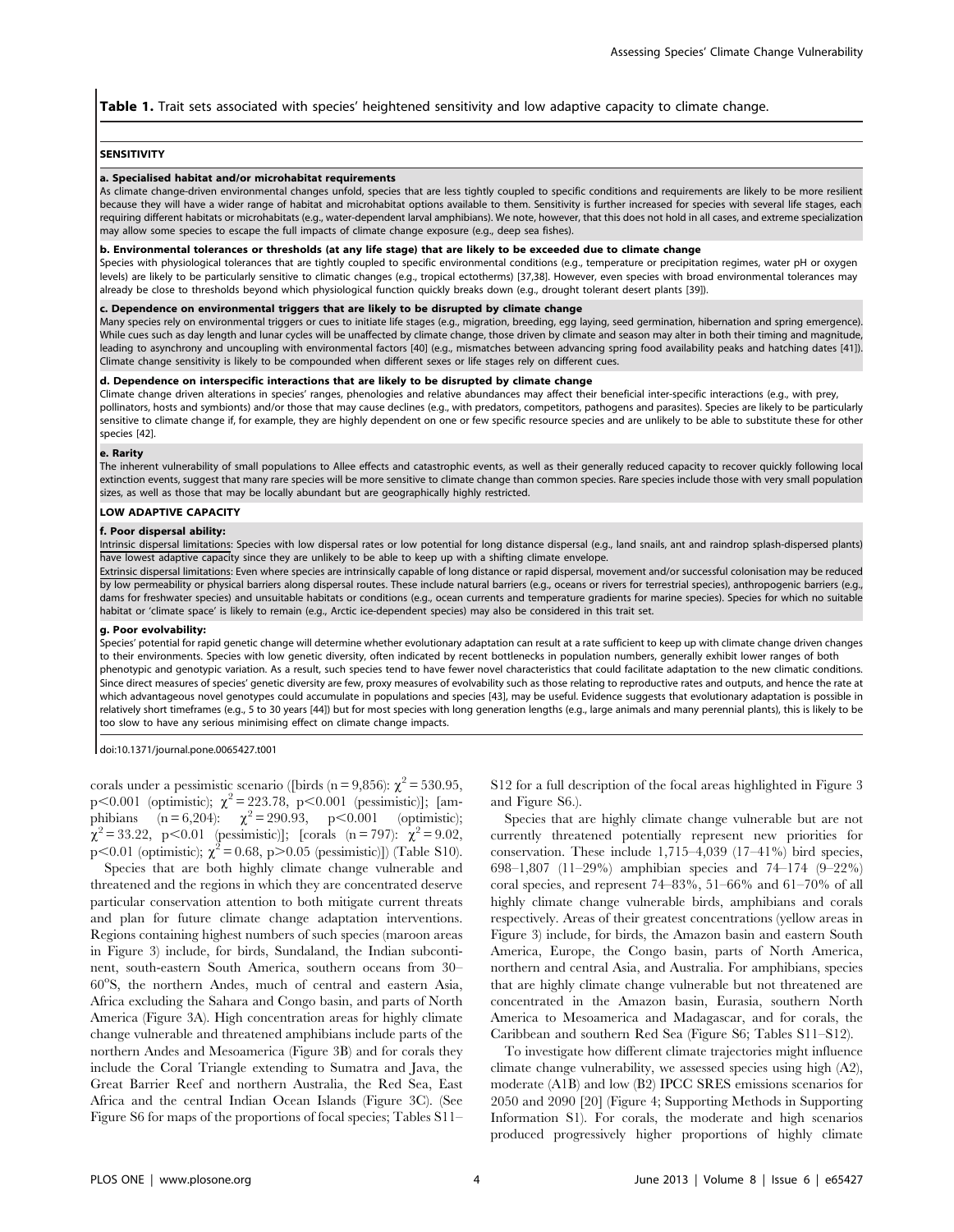**Table 1.** Trait sets associated with species' heightened sensitivity and low adaptive capacity to climate change.

**SENSITIVITY**

**a. Specialised habitat and/or microhabitat requirements**

As climate change-driven environmental changes unfold, species that are less tightly coupled to specific conditions and requirements are likely to be more resilient because they will have a wider range of habitat and microhabitat options available to them. Sensitivity is further increased for species with several life stages, each requiring different habitats or microhabitats (e.g., water-dependent larval amphibians). We note, however, that this does not hold in all cases, and extreme specialization may allow some species to escape the full impacts of climate change exposure (e.g., deep sea fishes).

**b. Environmental tolerances or thresholds (at any life stage) that are likely to be exceeded due to climate change**

Species with physiological tolerances that are tightly coupled to specific environmental conditions (e.g., temperature or precipitation regimes, water pH or oxygen levels) are likely to be particularly sensitive to climatic changes (e.g., tropical ectotherms) [37,38]. However, even species with broad environmental tolerances may already be close to thresholds beyond which physiological function quickly breaks down (e.g., drought tolerant desert plants [39]).

**c. Dependence on environmental triggers that are likely to be disrupted by climate change**

Many species rely on environmental triggers or cues to initiate life stages (e.g., migration, breeding, egg laying, seed germination, hibernation and spring emergence). While cues such as day length and lunar cycles will be unaffected by climate change, those driven by climate and season may alter in both their timing and magnitude, leading to asynchrony and uncoupling with environmental factors [40] (e.g., mismatches between advancing spring food availability peaks and hatching dates [41]). Climate change sensitivity is likely to be compounded when different sexes or life stages rely on different cues.

**d. Dependence on interspecific interactions that are likely to be disrupted by climate change**

Climate change driven alterations in species' ranges, phenologies and relative abundances may affect their beneficial inter-specific interactions (e.g., with prey, pollinators, hosts and symbionts) and/or those that may cause declines (e.g., with predators, competitors, pathogens and parasites). Species are likely to be particularly sensitive to climate change if, for example, they are highly dependent on one or few specific resource species and are unlikely to be able to substitute these for other species [42].

**e. Rarity**

The inherent vulnerability of small populations to Allee effects and catastrophic events, as well as their generally reduced capacity to recover quickly following local extinction events, suggest that many rare species will be more sensitive to climate change than common species. Rare species include those with very small population sizes, as well as those that may be locally abundant but are geographically highly restricted.

**LOW ADAPTIVE CAPACITY**

**f. Poor dispersal ability:**

Intrinsic dispersal limitations: Species with low dispersal rates or low potential for long distance dispersal (e.g., land snails, ant and raindrop splash-dispersed plants) have lowest adaptive capacity since they are unlikely to be able to keep up with a shifting climate envelope.

Extrinsic dispersal limitations: Even where species are intrinsically capable of long distance or rapid dispersal, movement and/or successful colonisation may be reduced by low permeability or physical barriers along dispersal routes. These include natural barriers (e.g., oceans or rivers for terrestrial species), anthropogenic barriers (e.g., dams for freshwater species) and unsuitable habitats or conditions (e.g., ocean currents and temperature gradients for marine species). Species for which no suitable habitat or 'climate space' is likely to remain (e.g., Arctic ice-dependent species) may also be considered in this trait set.

**g. Poor evolvability:**

Species' potential for rapid genetic change will determine whether evolutionary adaptation can result at a rate sufficient to keep up with climate change driven changes to their environments. Species with low genetic diversity, often indicated by recent bottlenecks in population numbers, generally exhibit lower ranges of both phenotypic and genotypic variation. As a result, such species tend to have fewer novel characteristics that could facilitate adaptation to the new climatic conditions. Since direct measures of species' genetic diversity are few, proxy measures of evolvability such as those relating to reproductive rates and outputs, and hence the rate at which advantageous novel genotypes could accumulate in populations and species [43], may be useful. Evidence suggests that evolutionary adaptation is possible in relatively short timeframes (e.g., 5 to 30 years [44]) but for most species with long generation lengths (e.g., large animals and many perennial plants), this is likely to be too slow to have any serious minimising effect on climate change impacts.

doi:10.1371/journal.pone.0065427.t001

corals under a pessimistic scenario ([birds (n = 9,856): $\chi^2 = 530.95$, $p<0.001$ (optimistic); $\chi^2 = 223.78$, $p<0.001$ (pessimistic)]; [amphibians (n = 6,204): $\chi^2 = 290.93$, $p<0.001$ (optimistic); $\chi^2 = 33.22$, $p<0.01$ (pessimistic)]; [corals (n = 797): $\chi^2 = 9.02$, $p<0.01$ (optimistic); $\chi^2 = 0.68$, $p>0.05$ (pessimistic)]) (Table S10).

Species that are both highly climate change vulnerable and threatened and the regions in which they are concentrated deserve particular conservation attention to both mitigate current threats and plan for future climate change adaptation interventions. Regions containing highest numbers of such species (maroon areas in Figure 3) include, for birds, Sundaland, the Indian subcontinent, south-eastern South America, southern oceans from 30–60°S, the northern Andes, much of central and eastern Asia, Africa excluding the Sahara and Congo basin, and parts of North America (Figure 3A). High concentration areas for highly climate change vulnerable and threatened amphibians include parts of the northern Andes and Mesoamerica (Figure 3B) and for corals they include the Coral Triangle extending to Sumatra and Java, the Great Barrier Reef and northern Australia, the Red Sea, East Africa and the central Indian Ocean Islands (Figure 3C). (See Figure S6 for maps of the proportions of focal species; Tables S11–S12 for a full description of the focal areas highlighted in Figure 3 and Figure S6.).

Species that are highly climate change vulnerable but are not currently threatened potentially represent new priorities for conservation. These include 1,715–4,039 (17–41%) bird species, 698–1,807 (11–29%) amphibian species and 74–174 (9–22%) coral species, and represent 74–83%, 51–66% and 61–70% of all highly climate change vulnerable birds, amphibians and corals respectively. Areas of their greatest concentrations (yellow areas in Figure 3) include, for birds, the Amazon basin and eastern South America, Europe, the Congo basin, parts of North America, northern and central Asia, and Australia. For amphibians, species that are highly climate change vulnerable but not threatened are concentrated in the Amazon basin, Eurasia, southern North America to Mesoamerica and Madagascar, and for corals, the Caribbean and southern Red Sea (Figure S6; Tables S11–S12).

To investigate how different climate trajectories might influence climate change vulnerability, we assessed species using high (A2), moderate (A1B) and low (B2) IPCC SRES emissions scenarios for 2050 and 2090 [20] (Figure 4; Supporting Methods in Supporting Information S1). For corals, the moderate and high scenarios produced progressively higher proportions of highly climate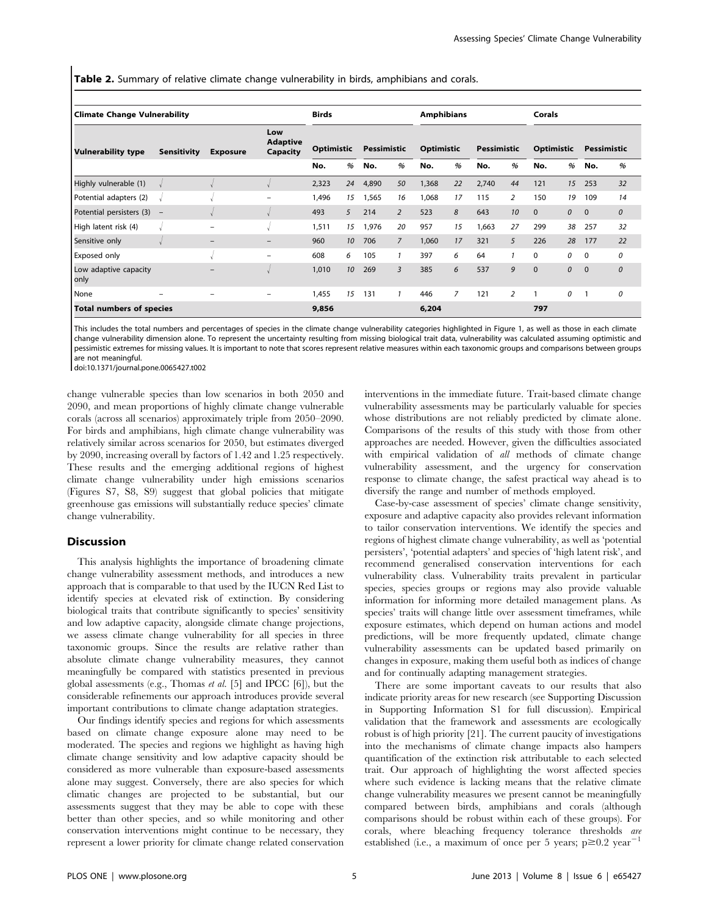**Table 2.** Summary of relative climate change vulnerability in birds, amphibians and corals.

| Climate Change Vulnerability | | | | Birds | | | | Amphibians | | | | Corals | | | |
|---|---|---|---|---|---|---|---|---|---|---|---|---|---|---|---|
| Vulnerability type | Sensitivity | Exposure | Low Adaptive Capacity | Optimistic | | Pessimistic | | Optimistic | | Pessimistic | | Optimistic | | Pessimistic | |
| | | | | No. | % | No. | % | No. | % | No. | % | No. | % | No. | % |
| Highly vulnerable (1) | √ | √ | √ | 2,323 | 24 | 4,890 | 50 | 1,368 | 22 | 2,740 | 44 | 121 | 15 | 253 | 32 |
| Potential adapters (2) | √ | √ | – | 1,496 | 15 | 1,565 | 16 | 1,068 | 17 | 115 | 2 | 150 | 19 | 109 | 14 |
| Potential persisters (3) | – | √ | √ | 493 | 5 | 214 | 2 | 523 | 8 | 643 | 10 | 0 | 0 | 0 | 0 |
| High latent risk (4) | √ | – | √ | 1,511 | 15 | 1,976 | 20 | 957 | 15 | 1,663 | 27 | 299 | 38 | 257 | 32 |
| Sensitive only | √ | – | – | 960 | 10 | 706 | 7 | 1,060 | 17 | 321 | 5 | 226 | 28 | 177 | 22 |
| Exposed only | | √ | – | 608 | 6 | 105 | 1 | 397 | 6 | 64 | 1 | 0 | 0 | 0 | 0 |
| Low adaptive capacity only | | – | √ | 1,010 | 10 | 269 | 3 | 385 | 6 | 537 | 9 | 0 | 0 | 0 | 0 |
| None | – | – | – | 1,455 | 15 | 131 | 1 | 446 | 7 | 121 | 2 | 1 | 0 | 1 | 0 |
| **Total numbers of species** | | | | 9,856 | | | | 6,204 | | | | 797 | | | |

This includes the total numbers and percentages of species in the climate change vulnerability categories highlighted in Figure 1, as well as those in each climate change vulnerability dimension alone. To represent the uncertainty resulting from missing biological trait data, vulnerability was calculated assuming optimistic and pessimistic extremes for missing values. It is important to note that scores represent relative measures within each taxonomic groups and comparisons between groups are not meaningful.
doi:10.1371/journal.pone.0065427.t002

change vulnerable species than low scenarios in both 2050 and 2090, and mean proportions of highly climate change vulnerable corals (across all scenarios) approximately triple from 2050–2090. For birds and amphibians, high climate change vulnerability was relatively similar across scenarios for 2050, but estimates diverged by 2090, increasing overall by factors of 1.42 and 1.25 respectively. These results and the emerging additional regions of highest climate change vulnerability under high emissions scenarios (Figures S7, S8, S9) suggest that global policies that mitigate greenhouse gas emissions will substantially reduce species' climate change vulnerability.

## Discussion

This analysis highlights the importance of broadening climate change vulnerability assessment methods, and introduces a new approach that is comparable to that used by the IUCN Red List to identify species at elevated risk of extinction. By considering biological traits that contribute significantly to species' sensitivity and low adaptive capacity, alongside climate change projections, we assess climate change vulnerability for all species in three taxonomic groups. Since the results are relative rather than absolute climate change vulnerability measures, they cannot meaningfully be compared with statistics presented in previous global assessments (e.g., Thomas *et al.* [5] and IPCC [6]), but the considerable refinements our approach introduces provide several important contributions to climate change adaptation strategies.

Our findings identify species and regions for which assessments based on climate change exposure alone may need to be moderated. The species and regions we highlight as having high climate change sensitivity and low adaptive capacity should be considered as more vulnerable than exposure-based assessments alone may suggest. Conversely, there are also species for which climatic changes are projected to be substantial, but our assessments suggest that they may be able to cope with these better than other species, and so while monitoring and other conservation interventions might continue to be necessary, they represent a lower priority for climate change related conservation interventions in the immediate future. Trait-based climate change vulnerability assessments may be particularly valuable for species whose distributions are not reliably predicted by climate alone. Comparisons of the results of this study with those from other approaches are needed. However, given the difficulties associated with empirical validation of *all* methods of climate change vulnerability assessment, and the urgency for conservation response to climate change, the safest practical way ahead is to diversify the range and number of methods employed.

Case-by-case assessment of species' climate change sensitivity, exposure and adaptive capacity also provides relevant information to tailor conservation interventions. We identify the species and regions of highest climate change vulnerability, as well as 'potential persisters', 'potential adapters' and species of 'high latent risk', and recommend generalised conservation interventions for each vulnerability class. Vulnerability traits prevalent in particular species, species groups or regions may also provide valuable information for informing more detailed management plans. As species' traits will change little over assessment timeframes, while exposure estimates, which depend on human actions and model predictions, will be more frequently updated, climate change vulnerability assessments can be updated based primarily on changes in exposure, making them useful both as indices of change and for continually adapting management strategies.

There are some important caveats to our results that also indicate priority areas for new research (see Supporting Discussion in Supporting Information S1 for full discussion). Empirical validation that the framework and assessments are ecologically robust is of high priority [21]. The current paucity of investigations into the mechanisms of climate change impacts also hampers quantification of the extinction risk attributable to each selected trait. Our approach of highlighting the worst affected species where such evidence is lacking means that the relative climate change vulnerability measures we present cannot be meaningfully compared between birds, amphibians and corals (although comparisons should be robust within each of these groups). For corals, where bleaching frequency tolerance thresholds *are* established (i.e., a maximum of once per 5 years; $p \geq 0.2$ year$^{-1}$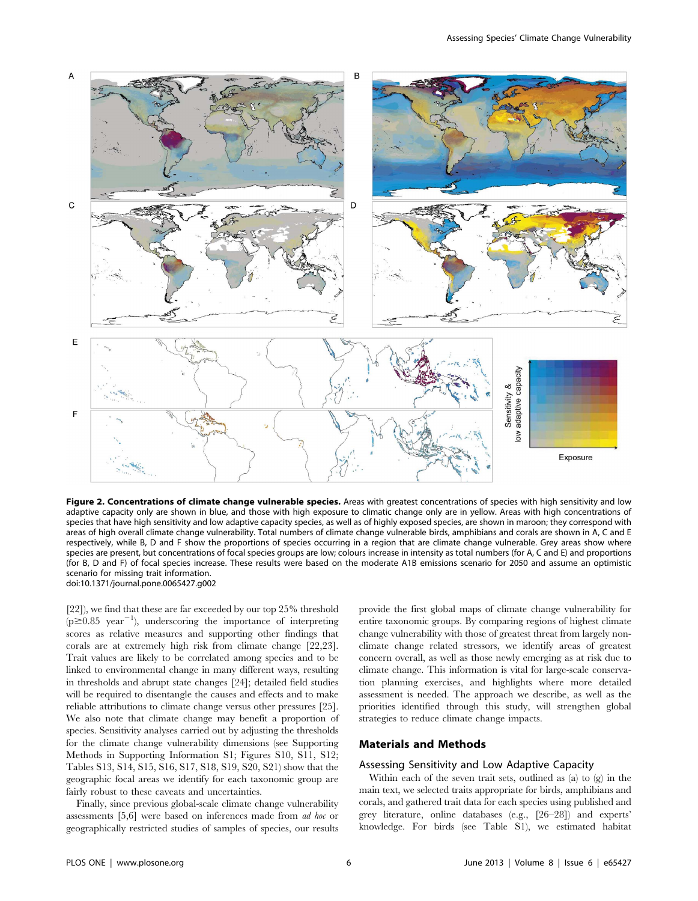**Figure 2. Concentrations of climate change vulnerable species.** Areas with greatest concentrations of species with high sensitivity and low adaptive capacity only are shown in blue, and those with high exposure to climatic change only are in yellow. Areas with high concentrations of species that have high sensitivity and low adaptive capacity species, as well as of highly exposed species, are shown in maroon; they correspond with areas of high overall climate change vulnerability. Total numbers of climate change vulnerable birds, amphibians and corals are shown in A, C and E respectively, while B, D and F show the proportions of species occurring in a region that are climate change vulnerable. Grey areas show where species are present, but concentrations of focal species groups are low; colours increase in intensity as total numbers (for A, C and E) and proportions (for B, D and F) of focal species increase. These results were based on the moderate A1B emissions scenario for 2050 and assume an optimistic scenario for missing trait information.
doi:10.1371/journal.pone.0065427.g002

[22]), we find that these are far exceeded by our top 25% threshold ($p \geq 0.85$ year$^{-1}$), underscoring the importance of interpreting scores as relative measures and supporting other findings that corals are at extremely high risk from climate change [22,23]. Trait values are likely to be correlated among species and to be linked to environmental change in many different ways, resulting in thresholds and abrupt state changes [24]; detailed field studies will be required to disentangle the causes and effects and to make reliable attributions to climate change versus other pressures [25]. We also note that climate change may benefit a proportion of species. Sensitivity analyses carried out by adjusting the thresholds for the climate change vulnerability dimensions (see Supporting Methods in Supporting Information S1; Figures S10, S11, S12; Tables S13, S14, S15, S16, S17, S18, S19, S20, S21) show that the geographic focal areas we identify for each taxonomic group are fairly robust to these caveats and uncertainties.

Finally, since previous global-scale climate change vulnerability assessments [5,6] were based on inferences made from *ad hoc* or geographically restricted studies of samples of species, our results provide the first global maps of climate change vulnerability for entire taxonomic groups. By comparing regions of highest climate change vulnerability with those of greatest threat from largely non-climate change related stressors, we identify areas of greatest concern overall, as well as those newly emerging as at risk due to climate change. This information is vital for large-scale conservation planning exercises, and highlights where more detailed assessment is needed. The approach we describe, as well as the priorities identified through this study, will strengthen global strategies to reduce climate change impacts.

## Materials and Methods

### Assessing Sensitivity and Low Adaptive Capacity

Within each of the seven trait sets, outlined as (a) to (g) in the main text, we selected traits appropriate for birds, amphibians and corals, and gathered trait data for each species using published and grey literature, online databases (e.g., [26–28]) and experts' knowledge. For birds (see Table S1), we estimated habitat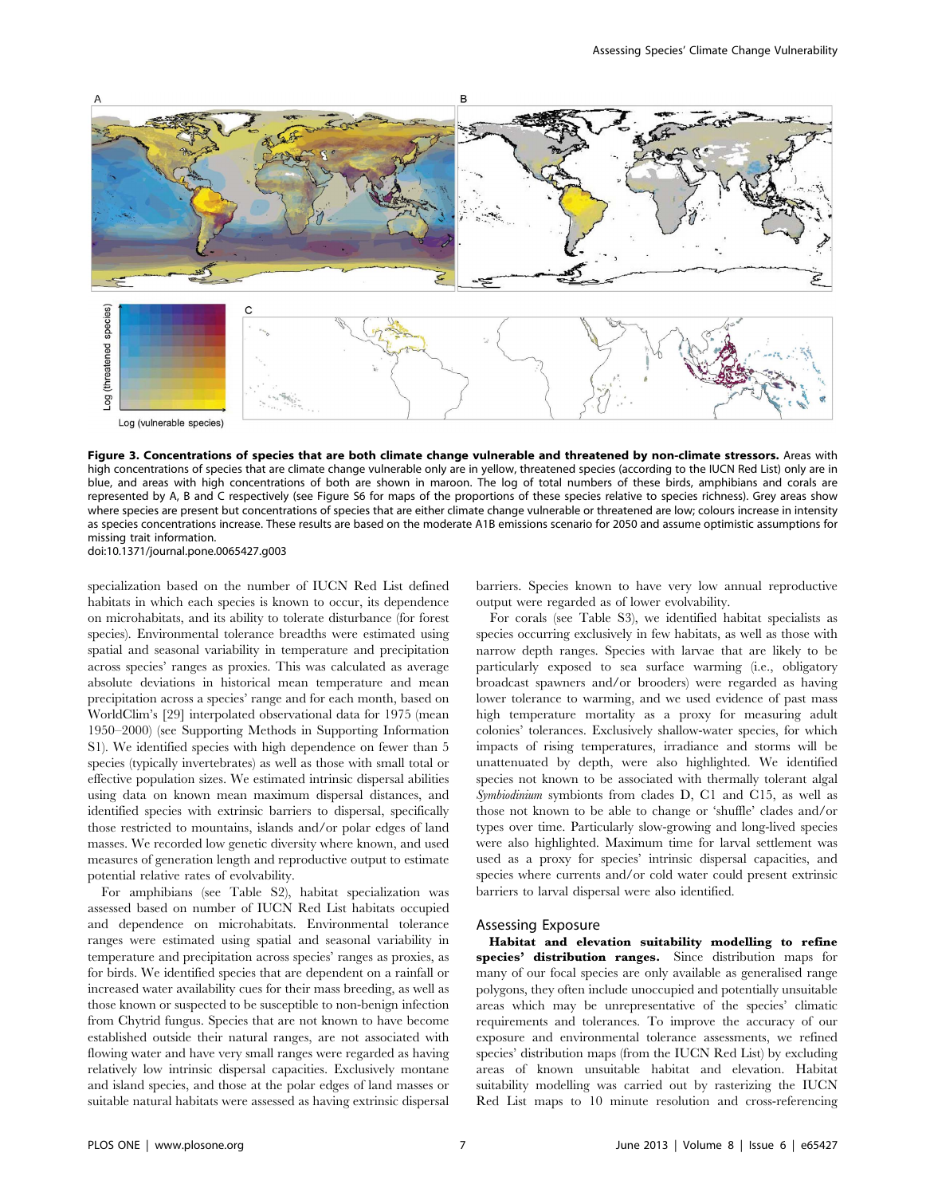**Figure 3. Concentrations of species that are both climate change vulnerable and threatened by non-climate stressors.** Areas with high concentrations of species that are climate change vulnerable only are in yellow, threatened species (according to the IUCN Red List) only are in blue, and areas with high concentrations of both are shown in maroon. The log of total numbers of these birds, amphibians and corals are represented by A, B and C respectively (see Figure S6 for maps of the proportions of these species relative to species richness). Grey areas show where species are present but concentrations of species that are either climate change vulnerable or threatened are low; colours increase in intensity as species concentrations increase. These results are based on the moderate A1B emissions scenario for 2050 and assume optimistic assumptions for missing trait information.
doi:10.1371/journal.pone.0065427.g003

specialization based on the number of IUCN Red List defined habitats in which each species is known to occur, its dependence on microhabitats, and its ability to tolerate disturbance (for forest species). Environmental tolerance breadths were estimated using spatial and seasonal variability in temperature and precipitation across species' ranges as proxies. This was calculated as average absolute deviations in historical mean temperature and mean precipitation across a species' range and for each month, based on WorldClim's [29] interpolated observational data for 1975 (mean 1950–2000) (see Supporting Methods in Supporting Information S1). We identified species with high dependence on fewer than 5 species (typically invertebrates) as well as those with small total or effective population sizes. We estimated intrinsic dispersal abilities using data on known mean maximum dispersal distances, and identified species with extrinsic barriers to dispersal, specifically those restricted to mountains, islands and/or polar edges of land masses. We recorded low genetic diversity where known, and used measures of generation length and reproductive output to estimate potential relative rates of evolvability.

For amphibians (see Table S2), habitat specialization was assessed based on number of IUCN Red List habitats occupied and dependence on microhabitats. Environmental tolerance ranges were estimated using spatial and seasonal variability in temperature and precipitation across species' ranges as proxies, as for birds. We identified species that are dependent on a rainfall or increased water availability cues for their mass breeding, as well as those known or suspected to be susceptible to non-benign infection from Chytrid fungus. Species that are not known to have become established outside their natural ranges, are not associated with flowing water and have very small ranges were regarded as having relatively low intrinsic dispersal capacities. Exclusively montane and island species, and those at the polar edges of land masses or suitable natural habitats were assessed as having extrinsic dispersal barriers. Species known to have very low annual reproductive output were regarded as of lower evolvability.

For corals (see Table S3), we identified habitat specialists as species occurring exclusively in few habitats, as well as those with narrow depth ranges. Species with larvae that are likely to be particularly exposed to sea surface warming (i.e., obligatory broadcast spawners and/or brooders) were regarded as having lower tolerance to warming, and we used evidence of past mass high temperature mortality as a proxy for measuring adult colonies' tolerances. Exclusively shallow-water species, for which impacts of rising temperatures, irradiance and storms will be unattenuated by depth, were also highlighted. We identified species not known to be associated with thermally tolerant algal *Symbiodinium* symbionts from clades D, C1 and C15, as well as those not known to be able to change or 'shuffle' clades and/or types over time. Particularly slow-growing and long-lived species were also highlighted. Maximum time for larval settlement was used as a proxy for species' intrinsic dispersal capacities, and species where currents and/or cold water could present extrinsic barriers to larval dispersal were also identified.

## Assessing Exposure

**Habitat and elevation suitability modelling to refine species' distribution ranges.** Since distribution maps for many of our focal species are only available as generalised range polygons, they often include unoccupied and potentially unsuitable areas which may be unrepresentative of the species' climatic requirements and tolerances. To improve the accuracy of our exposure and environmental tolerance assessments, we refined species' distribution maps (from the IUCN Red List) by excluding areas of known unsuitable habitat and elevation. Habitat suitability modelling was carried out by rasterizing the IUCN Red List maps to 10 minute resolution and cross-referencing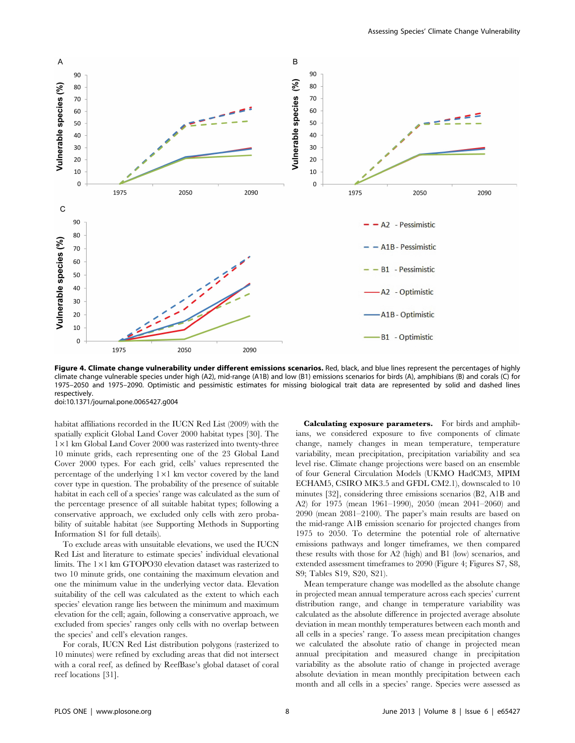**Figure 4. Climate change vulnerability under different emissions scenarios.** Red, black, and blue lines represent the percentages of highly climate change vulnerable species under high (A2), mid-range (A1B) and low (B1) emissions scenarios for birds (A), amphibians (B) and corals (C) for 1975–2050 and 1975–2090. Optimistic and pessimistic estimates for missing biological trait data are represented by solid and dashed lines respectively.
doi:10.1371/journal.pone.0065427.g004

habitat affiliations recorded in the IUCN Red List (2009) with the spatially explicit Global Land Cover 2000 habitat types [30]. The $1 \times 1$ km Global Land Cover 2000 was rasterized into twenty-three 10 minute grids, each representing one of the 23 Global Land Cover 2000 types. For each grid, cells' values represented the percentage of the underlying $1 \times 1$ km vector covered by the land cover type in question. The probability of the presence of suitable habitat in each cell of a species' range was calculated as the sum of the percentage presence of all suitable habitat types; following a conservative approach, we excluded only cells with zero probability of suitable habitat (see Supporting Methods in Supporting Information S1 for full details).

To exclude areas with unsuitable elevations, we used the IUCN Red List and literature to estimate species' individual elevational limits. The $1 \times 1$ km GTOPO30 elevation dataset was rasterized to two 10 minute grids, one containing the maximum elevation and one the minimum value in the underlying vector data. Elevation suitability of the cell was calculated as the extent to which each species' elevation range lies between the minimum and maximum elevation for the cell; again, following a conservative approach, we excluded from species' ranges only cells with no overlap between the species' and cell's elevation ranges.

For corals, IUCN Red List distribution polygons (rasterized to 10 minutes) were refined by excluding areas that did not intersect with a coral reef, as defined by ReefBase's global dataset of coral reef locations [31].

**Calculating exposure parameters.** For birds and amphibians, we considered exposure to five components of climate change, namely changes in mean temperature, temperature variability, mean precipitation, precipitation variability and sea level rise. Climate change projections were based on an ensemble of four General Circulation Models (UKMO HadCM3, MPIM ECHAM5, CSIRO MK3.5 and GFDL CM2.1), downscaled to 10 minutes [32], considering three emissions scenarios (B2, A1B and A2) for 1975 (mean 1961–1990), 2050 (mean 2041–2060) and 2090 (mean 2081–2100). The paper's main results are based on the mid-range A1B emission scenario for projected changes from 1975 to 2050. To determine the potential role of alternative emissions pathways and longer timeframes, we then compared these results with those for A2 (high) and B1 (low) scenarios, and extended assessment timeframes to 2090 (Figure 4; Figures S7, S8, S9; Tables S19, S20, S21).

Mean temperature change was modelled as the absolute change in projected mean annual temperature across each species' current distribution range, and change in temperature variability was calculated as the absolute difference in projected average absolute deviation in mean monthly temperatures between each month and all cells in a species' range. To assess mean precipitation changes we calculated the absolute ratio of change in projected mean annual precipitation and measured change in precipitation variability as the absolute ratio of change in projected average absolute deviation in mean monthly precipitation between each month and all cells in a species' range. Species were assessed as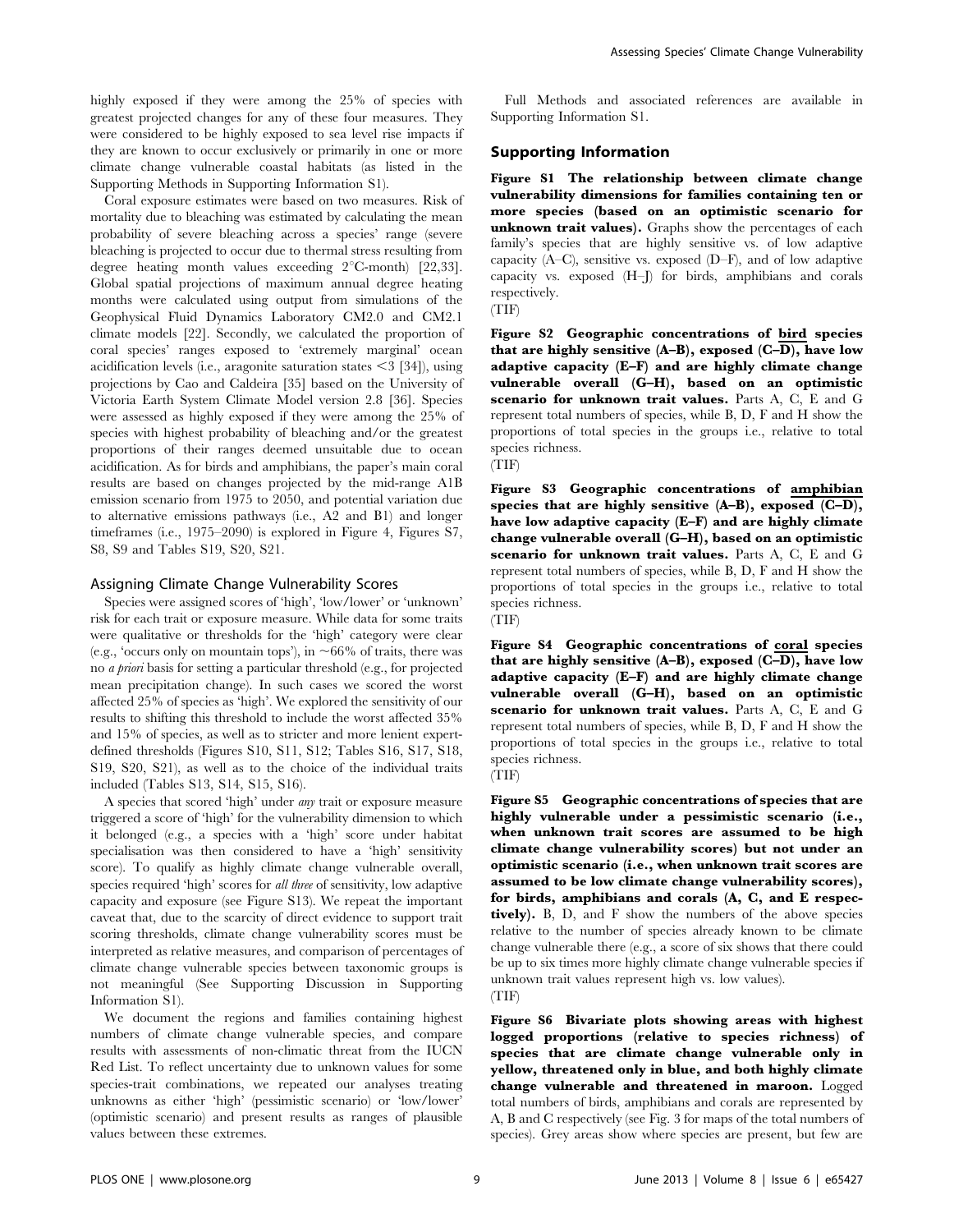highly exposed if they were among the 25% of species with greatest projected changes for any of these four measures. They were considered to be highly exposed to sea level rise impacts if they are known to occur exclusively or primarily in one or more climate change vulnerable coastal habitats (as listed in the Supporting Methods in Supporting Information S1).

Coral exposure estimates were based on two measures. Risk of mortality due to bleaching was estimated by calculating the mean probability of severe bleaching across a species' range (severe bleaching is projected to occur due to thermal stress resulting from degree heating month values exceeding 2°C-month) [22,33]. Global spatial projections of maximum annual degree heating months were calculated using output from simulations of the Geophysical Fluid Dynamics Laboratory CM2.0 and CM2.1 climate models [22]. Secondly, we calculated the proportion of coral species' ranges exposed to 'extremely marginal' ocean acidification levels (i.e., aragonite saturation states $<3$ [34]), using projections by Cao and Caldeira [35] based on the University of Victoria Earth System Climate Model version 2.8 [36]. Species were assessed as highly exposed if they were among the 25% of species with highest probability of bleaching and/or the greatest proportions of their ranges deemed unsuitable due to ocean acidification. As for birds and amphibians, the paper's main coral results are based on changes projected by the mid-range A1B emission scenario from 1975 to 2050, and potential variation due to alternative emissions pathways (i.e., A2 and B1) and longer timeframes (i.e., 1975–2090) is explored in Figure 4, Figures S7, S8, S9 and Tables S19, S20, S21.

### Assigning Climate Change Vulnerability Scores

Species were assigned scores of 'high', 'low/lower' or 'unknown' risk for each trait or exposure measure. While data for some traits were qualitative or thresholds for the 'high' category were clear (e.g., 'occurs only on mountain tops'), in ~66% of traits, there was no *a priori* basis for setting a particular threshold (e.g., for projected mean precipitation change). In such cases we scored the worst affected 25% of species as 'high'. We explored the sensitivity of our results to shifting this threshold to include the worst affected 35% and 15% of species, as well as to stricter and more lenient expert-defined thresholds (Figures S10, S11, S12; Tables S16, S17, S18, S19, S20, S21), as well as to the choice of the individual traits included (Tables S13, S14, S15, S16).

A species that scored 'high' under *any* trait or exposure measure triggered a score of 'high' for the vulnerability dimension to which it belonged (e.g., a species with a 'high' score under habitat specialisation was then considered to have a 'high' sensitivity score). To qualify as highly climate change vulnerable overall, species required 'high' scores for *all three* of sensitivity, low adaptive capacity and exposure (see Figure S13). We repeat the important caveat that, due to the scarcity of direct evidence to support trait scoring thresholds, climate change vulnerability scores must be interpreted as relative measures, and comparison of percentages of climate change vulnerable species between taxonomic groups is not meaningful (See Supporting Discussion in Supporting Information S1).

We document the regions and families containing highest numbers of climate change vulnerable species, and compare results with assessments of non-climatic threat from the IUCN Red List. To reflect uncertainty due to unknown values for some species-trait combinations, we repeated our analyses treating unknowns as either 'high' (pessimistic scenario) or 'low/lower' (optimistic scenario) and present results as ranges of plausible values between these extremes.

Full Methods and associated references are available in Supporting Information S1.

## Supporting Information

**Figure S1 The relationship between climate change vulnerability dimensions for families containing ten or more species (based on an optimistic scenario for unknown trait values).** Graphs show the percentages of each family's species that are highly sensitive vs. of low adaptive capacity (A–C), sensitive vs. exposed (D–F), and of low adaptive capacity vs. exposed (H–J) for birds, amphibians and corals respectively.
(TIF)

**Figure S2 Geographic concentrations of bird species that are highly sensitive (A–B), exposed (C–D), have low adaptive capacity (E–F) and are highly climate change vulnerable overall (G–H), based on an optimistic scenario for unknown trait values.** Parts A, C, E and G represent total numbers of species, while B, D, F and H show the proportions of total species in the groups i.e., relative to total species richness.
(TIF)

**Figure S3 Geographic concentrations of amphibian species that are highly sensitive (A–B), exposed (C–D), have low adaptive capacity (E–F) and are highly climate change vulnerable overall (G–H), based on an optimistic scenario for unknown trait values.** Parts A, C, E and G represent total numbers of species, while B, D, F and H show the proportions of total species in the groups i.e., relative to total species richness.
(TIF)

**Figure S4 Geographic concentrations of coral species that are highly sensitive (A–B), exposed (C–D), have low adaptive capacity (E–F) and are highly climate change vulnerable overall (G–H), based on an optimistic scenario for unknown trait values.** Parts A, C, E and G represent total numbers of species, while B, D, F and H show the proportions of total species in the groups i.e., relative to total species richness.
(TIF)

**Figure S5 Geographic concentrations of species that are highly vulnerable under a pessimistic scenario (i.e., when unknown trait scores are assumed to be high climate change vulnerability scores) but not under an optimistic scenario (i.e., when unknown trait scores are assumed to be low climate change vulnerability scores), for birds, amphibians and corals (A, C, and E respectively).** B, D, and F show the numbers of the above species relative to the number of species already known to be climate change vulnerable there (e.g., a score of six shows that there could be up to six times more highly climate change vulnerable species if unknown trait values represent high vs. low values).
(TIF)

**Figure S6 Bivariate plots showing areas with highest logged proportions (relative to species richness) of species that are climate change vulnerable only in yellow, threatened only in blue, and both highly climate change vulnerable and threatened in maroon.** Logged total numbers of birds, amphibians and corals are represented by A, B and C respectively (see Fig. 3 for maps of the total numbers of species). Grey areas show where species are present, but few are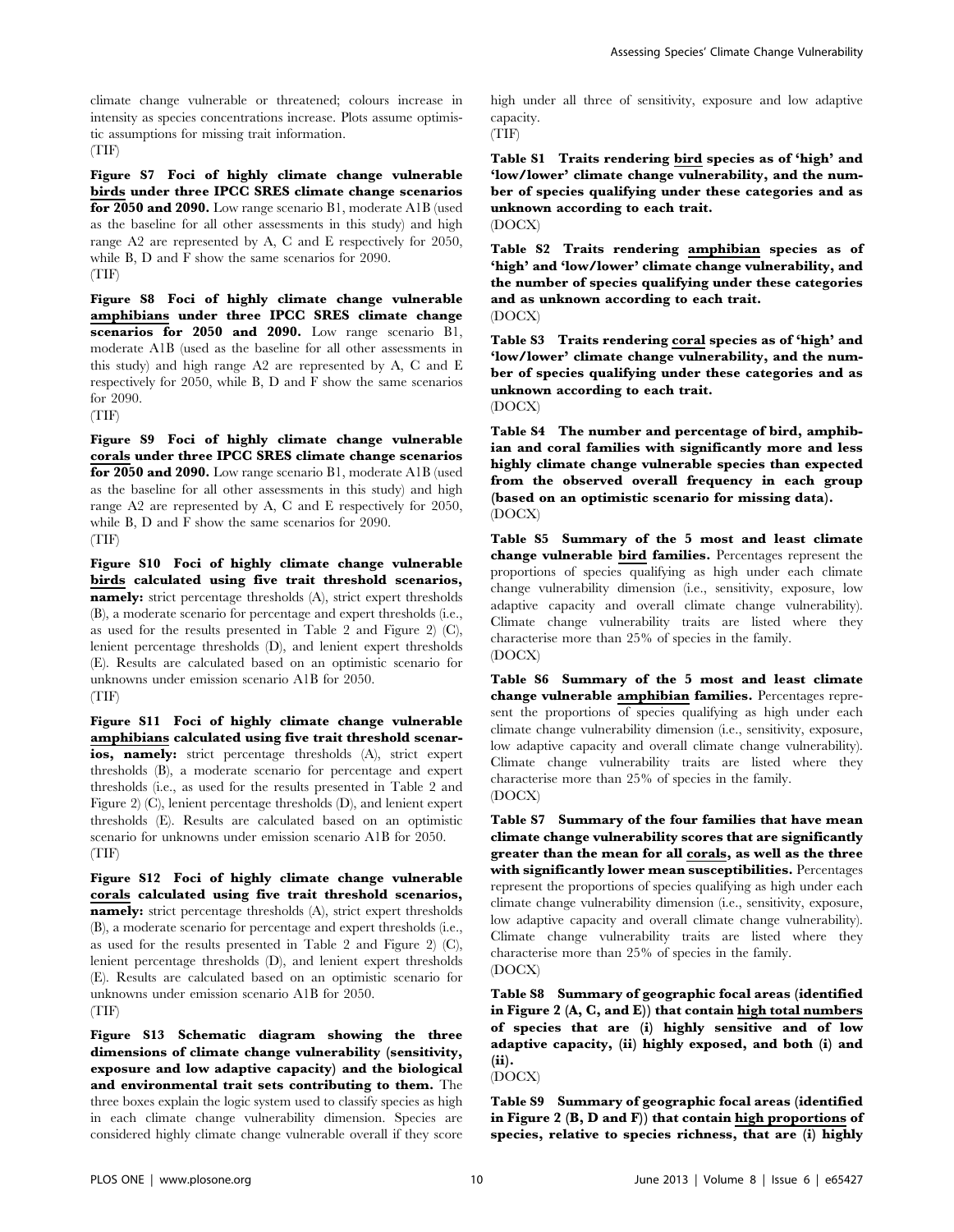climate change vulnerable or threatened; colours increase in intensity as species concentrations increase. Plots assume optimistic assumptions for missing trait information.
(TIF)

**Figure S7 Foci of highly climate change vulnerable birds under three IPCC SRES climate change scenarios for 2050 and 2090.** Low range scenario B1, moderate A1B (used as the baseline for all other assessments in this study) and high range A2 are represented by A, C and E respectively for 2050, while B, D and F show the same scenarios for 2090.
(TIF)

**Figure S8 Foci of highly climate change vulnerable amphibians under three IPCC SRES climate change scenarios for 2050 and 2090.** Low range scenario B1, moderate A1B (used as the baseline for all other assessments in this study) and high range A2 are represented by A, C and E respectively for 2050, while B, D and F show the same scenarios for 2090.
(TIF)

**Figure S9 Foci of highly climate change vulnerable corals under three IPCC SRES climate change scenarios for 2050 and 2090.** Low range scenario B1, moderate A1B (used as the baseline for all other assessments in this study) and high range A2 are represented by A, C and E respectively for 2050, while B, D and F show the same scenarios for 2090.
(TIF)

**Figure S10 Foci of highly climate change vulnerable birds calculated using five trait threshold scenarios, namely:** strict percentage thresholds (A), strict expert thresholds (B), a moderate scenario for percentage and expert thresholds (i.e., as used for the results presented in Table 2 and Figure 2) (C), lenient percentage thresholds (D), and lenient expert thresholds (E). Results are calculated based on an optimistic scenario for unknowns under emission scenario A1B for 2050.
(TIF)

**Figure S11 Foci of highly climate change vulnerable amphibians calculated using five trait threshold scenarios, namely:** strict percentage thresholds (A), strict expert thresholds (B), a moderate scenario for percentage and expert thresholds (i.e., as used for the results presented in Table 2 and Figure 2) (C), lenient percentage thresholds (D), and lenient expert thresholds (E). Results are calculated based on an optimistic scenario for unknowns under emission scenario A1B for 2050.
(TIF)

**Figure S12 Foci of highly climate change vulnerable corals calculated using five trait threshold scenarios, namely:** strict percentage thresholds (A), strict expert thresholds (B), a moderate scenario for percentage and expert thresholds (i.e., as used for the results presented in Table 2 and Figure 2) (C), lenient percentage thresholds (D), and lenient expert thresholds (E). Results are calculated based on an optimistic scenario for unknowns under emission scenario A1B for 2050.
(TIF)

**Figure S13 Schematic diagram showing the three dimensions of climate change vulnerability (sensitivity, exposure and low adaptive capacity) and the biological and environmental trait sets contributing to them.** The three boxes explain the logic system used to classify species as high in each climate change vulnerability dimension. Species are considered highly climate change vulnerable overall if they score high under all three of sensitivity, exposure and low adaptive capacity.
(TIF)

**Table S1 Traits rendering bird species as of 'high' and 'low/lower' climate change vulnerability, and the number of species qualifying under these categories and as unknown according to each trait.**
(DOCX)

**Table S2 Traits rendering amphibian species as of 'high' and 'low/lower' climate change vulnerability, and the number of species qualifying under these categories and as unknown according to each trait.**
(DOCX)

**Table S3 Traits rendering coral species as of 'high' and 'low/lower' climate change vulnerability, and the number of species qualifying under these categories and as unknown according to each trait.**
(DOCX)

**Table S4 The number and percentage of bird, amphibian and coral families with significantly more and less highly climate change vulnerable species than expected from the observed overall frequency in each group (based on an optimistic scenario for missing data).**
(DOCX)

**Table S5 Summary of the 5 most and least climate change vulnerable bird families.** Percentages represent the proportions of species qualifying as high under each climate change vulnerability dimension (i.e., sensitivity, exposure, low adaptive capacity and overall climate change vulnerability). Climate change vulnerability traits are listed where they characterise more than 25% of species in the family.
(DOCX)

**Table S6 Summary of the 5 most and least climate change vulnerable amphibian families.** Percentages represent the proportions of species qualifying as high under each climate change vulnerability dimension (i.e., sensitivity, exposure, low adaptive capacity and overall climate change vulnerability). Climate change vulnerability traits are listed where they characterise more than 25% of species in the family.
(DOCX)

**Table S7 Summary of the four families that have mean climate change vulnerability scores that are significantly greater than the mean for all corals, as well as the three with significantly lower mean susceptibilities.** Percentages represent the proportions of species qualifying as high under each climate change vulnerability dimension (i.e., sensitivity, exposure, low adaptive capacity and overall climate change vulnerability). Climate change vulnerability traits are listed where they characterise more than 25% of species in the family.
(DOCX)

**Table S8 Summary of geographic focal areas (identified in Figure 2 (A, C, and E)) that contain high total numbers of species that are (i) highly sensitive and of low adaptive capacity, (ii) highly exposed, and both (i) and (ii).**
(DOCX)

**Table S9 Summary of geographic focal areas (identified in Figure 2 (B, D and F)) that contain high proportions of species, relative to species richness, that are (i) highly**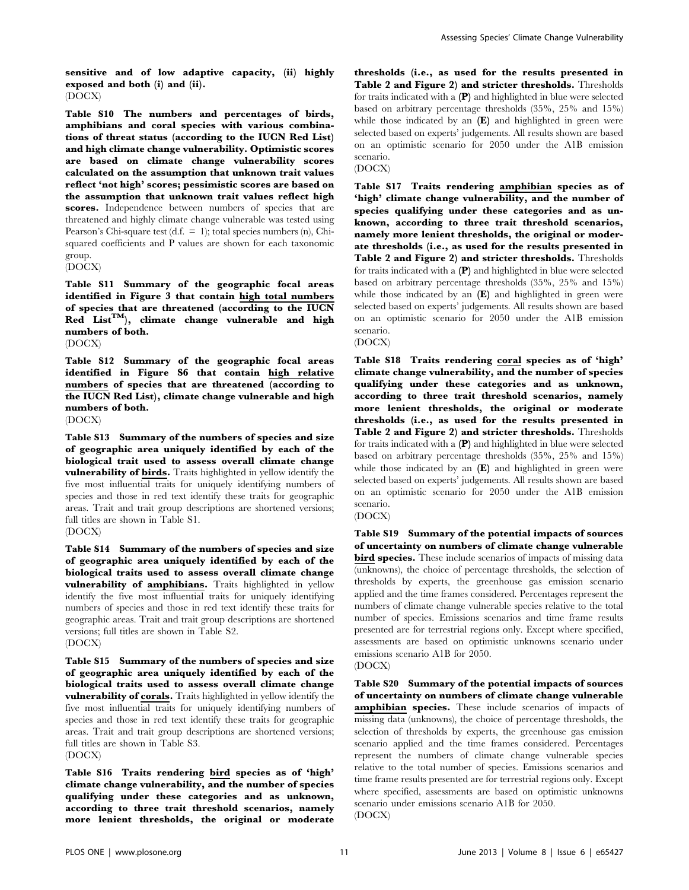**sensitive and of low adaptive capacity, (ii) highly exposed and both (i) and (ii).**
(DOCX)

**Table S10 The numbers and percentages of birds, amphibians and coral species with various combinations of threat status (according to the IUCN Red List) and high climate change vulnerability. Optimistic scores are based on climate change vulnerability scores calculated on the assumption that unknown trait values reflect 'not high' scores; pessimistic scores are based on the assumption that unknown trait values reflect high scores.** Independence between numbers of species that are threatened and highly climate change vulnerable was tested using Pearson's Chi-square test (d.f. = 1); total species numbers (n), Chi-squared coefficients and P values are shown for each taxonomic group.
(DOCX)

**Table S11 Summary of the geographic focal areas identified in Figure 3 that contain high total numbers of species that are threatened (according to the IUCN Red List™), climate change vulnerable and high numbers of both.**
(DOCX)

**Table S12 Summary of the geographic focal areas identified in Figure S6 that contain high relative numbers of species that are threatened (according to the IUCN Red List), climate change vulnerable and high numbers of both.**
(DOCX)

**Table S13 Summary of the numbers of species and size of geographic area uniquely identified by each of the biological trait used to assess overall climate change vulnerability of birds.** Traits highlighted in yellow identify the five most influential traits for uniquely identifying numbers of species and those in red text identify these traits for geographic areas. Trait and trait group descriptions are shortened versions; full titles are shown in Table S1.
(DOCX)

**Table S14 Summary of the numbers of species and size of geographic area uniquely identified by each of the biological traits used to assess overall climate change vulnerability of amphibians.** Traits highlighted in yellow identify the five most influential traits for uniquely identifying numbers of species and those in red text identify these traits for geographic areas. Trait and trait group descriptions are shortened versions; full titles are shown in Table S2.
(DOCX)

**Table S15 Summary of the numbers of species and size of geographic area uniquely identified by each of the biological traits used to assess overall climate change vulnerability of corals.** Traits highlighted in yellow identify the five most influential traits for uniquely identifying numbers of species and those in red text identify these traits for geographic areas. Trait and trait group descriptions are shortened versions; full titles are shown in Table S3.
(DOCX)

**Table S16 Traits rendering bird species as of 'high' climate change vulnerability, and the number of species qualifying under these categories and as unknown, according to three trait threshold scenarios, namely more lenient thresholds, the original or moderate thresholds (i.e., as used for the results presented in Table 2 and Figure 2) and stricter thresholds.** Thresholds for traits indicated with a **(P)** and highlighted in blue were selected based on arbitrary percentage thresholds (35%, 25% and 15%) while those indicated by an **(E)** and highlighted in green were selected based on experts' judgements. All results shown are based on an optimistic scenario for 2050 under the A1B emission scenario.
(DOCX)

**Table S17 Traits rendering amphibian species as of 'high' climate change vulnerability, and the number of species qualifying under these categories and as unknown, according to three trait threshold scenarios, namely more lenient thresholds, the original or moderate thresholds (i.e., as used for the results presented in Table 2 and Figure 2) and stricter thresholds.** Thresholds for traits indicated with a **(P)** and highlighted in blue were selected based on arbitrary percentage thresholds (35%, 25% and 15%) while those indicated by an **(E)** and highlighted in green were selected based on experts' judgements. All results shown are based on an optimistic scenario for 2050 under the A1B emission scenario.
(DOCX)

**Table S18 Traits rendering coral species as of 'high' climate change vulnerability, and the number of species qualifying under these categories and as unknown, according to three trait threshold scenarios, namely more lenient thresholds, the original or moderate thresholds (i.e., as used for the results presented in Table 2 and Figure 2) and stricter thresholds.** Thresholds for traits indicated with a **(P)** and highlighted in blue were selected based on arbitrary percentage thresholds (35%, 25% and 15%) while those indicated by an **(E)** and highlighted in green were selected based on experts' judgements. All results shown are based on an optimistic scenario for 2050 under the A1B emission scenario.
(DOCX)

**Table S19 Summary of the potential impacts of sources of uncertainty on numbers of climate change vulnerable bird species.** These include scenarios of impacts of missing data (unknowns), the choice of percentage thresholds, the selection of thresholds by experts, the greenhouse gas emission scenario applied and the time frames considered. Percentages represent the numbers of climate change vulnerable species relative to the total number of species. Emissions scenarios and time frame results presented are for terrestrial regions only. Except where specified, assessments are based on optimistic unknowns scenario under emissions scenario A1B for 2050.
(DOCX)

**Table S20 Summary of the potential impacts of sources of uncertainty on numbers of climate change vulnerable amphibian species.** These include scenarios of impacts of missing data (unknowns), the choice of percentage thresholds, the selection of thresholds by experts, the greenhouse gas emission scenario applied and the time frames considered. Percentages represent the numbers of climate change vulnerable species relative to the total number of species. Emissions scenarios and time frame results presented are for terrestrial regions only. Except where specified, assessments are based on optimistic unknowns scenario under emissions scenario A1B for 2050.
(DOCX)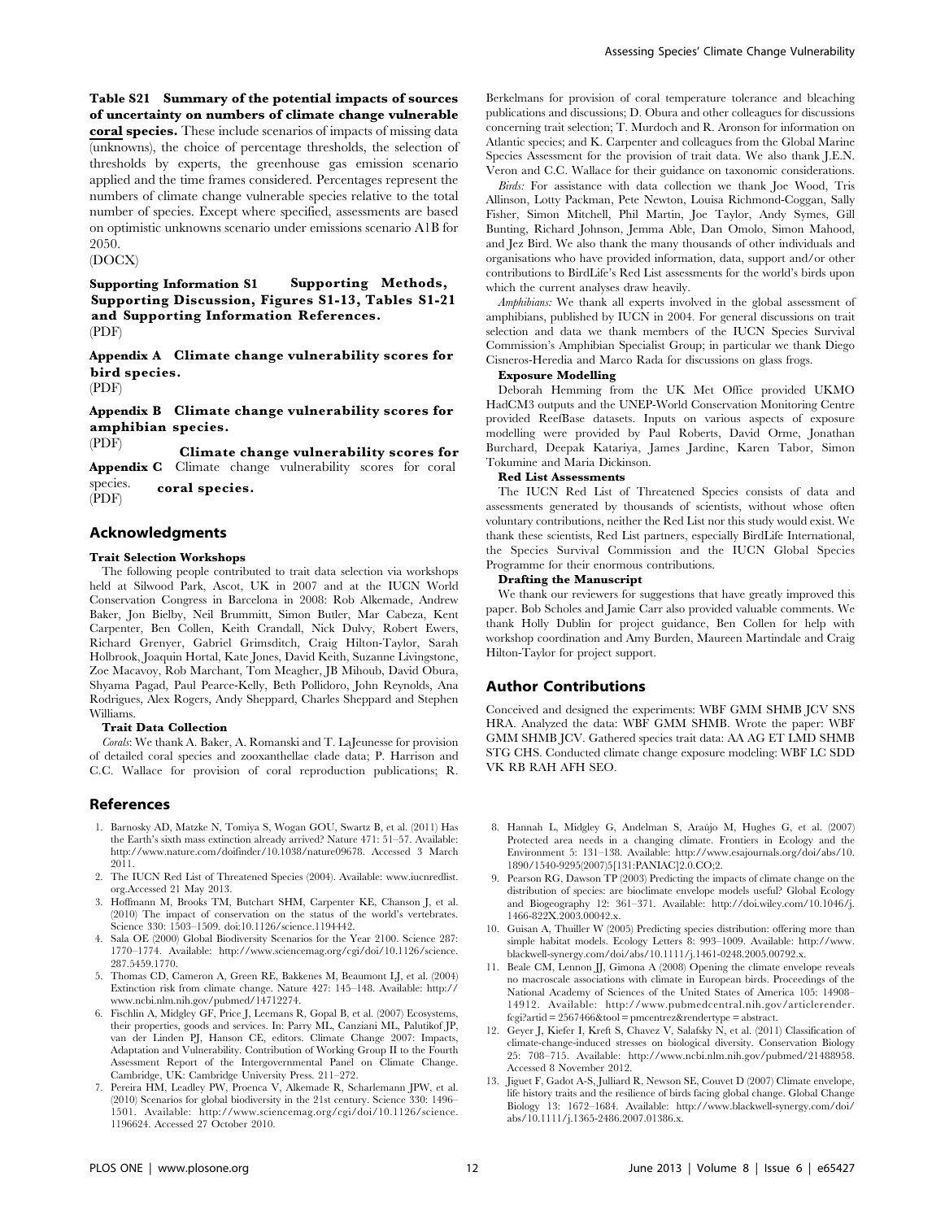**Table S21 Summary of the potential impacts of sources of uncertainty on numbers of climate change vulnerable coral species.** These include scenarios of impacts of missing data (unknowns), the choice of percentage thresholds, the selection of thresholds by experts, the greenhouse gas emission scenario applied and the time frames considered. Percentages represent the numbers of climate change vulnerable species relative to the total number of species. Except where specified, assessments are based on optimistic unknowns scenario under emissions scenario A1B for 2050.
(DOCX)

**Supporting Information S1 Supporting Methods, Supporting Discussion, Figures S1-13, Tables S1-21 and Supporting Information References.**
(PDF)

**Appendix A Climate change vulnerability scores for bird species.**
(PDF)

**Appendix B Climate change vulnerability scores for amphibian species.**
(PDF)

**Appendix C Climate change vulnerability scores for coral species.**
(PDF)

## Acknowledgments

**Trait Selection Workshops**

The following people contributed to trait data selection via workshops held at Silwood Park, Ascot, UK in 2007 and at the IUCN World Conservation Congress in Barcelona in 2008: Rob Alkemade, Andrew Baker, Jon Bielby, Neil Brummitt, Simon Butler, Mar Cabeza, Kent Carpenter, Ben Collen, Keith Crandall, Nick Dulvy, Robert Ewers, Richard Grenyer, Gabriel Grimsditch, Craig Hilton-Taylor, Sarah Holbrook, Joaquin Hortal, Kate Jones, David Keith, Suzanne Livingstone, Zoe Macavoy, Rob Marchant, Tom Meagher, JB Mihoub, David Obura, Shyama Pagad, Paul Pearce-Kelly, Beth Pollidoro, John Reynolds, Ana Rodrigues, Alex Rogers, Andy Sheppard, Charles Sheppard and Stephen Williams.

**Trait Data Collection**

*Corals*: We thank A. Baker, A. Romanski and T. LaJeunesse for provision of detailed coral species and zooxanthellae clade data; P. Harrison and C.C. Wallace for provision of coral reproduction publications; R. Berkelmans for provision of coral temperature tolerance and bleaching publications and discussions; D. Obura and other colleagues for discussions concerning trait selection; T. Murdoch and R. Aronson for information on Atlantic species; and K. Carpenter and colleagues from the Global Marine Species Assessment for the provision of trait data. We also thank J.E.N. Veron and C.C. Wallace for their guidance on taxonomic considerations.

*Birds:* For assistance with data collection we thank Joe Wood, Tris Allinson, Lotty Packman, Pete Newton, Louisa Richmond-Coggan, Sally Fisher, Simon Mitchell, Phil Martin, Joe Taylor, Andy Symes, Gill Bunting, Richard Johnson, Jemma Able, Dan Omolo, Simon Mahood, and Jez Bird. We also thank the many thousands of other individuals and organisations who have provided information, data, support and/or other contributions to BirdLife's Red List assessments for the world's birds upon which the current analyses draw heavily.

*Amphibians:* We thank all experts involved in the global assessment of amphibians, published by IUCN in 2004. For general discussions on trait selection and data we thank members of the IUCN Species Survival Commission's Amphibian Specialist Group; in particular we thank Diego Cisneros-Heredia and Marco Rada for discussions on glass frogs.

**Exposure Modelling**

Deborah Hemming from the UK Met Office provided UKMO HadCM3 outputs and the UNEP-World Conservation Monitoring Centre provided ReefBase datasets. Inputs on various aspects of exposure modelling were provided by Paul Roberts, David Orme, Jonathan Burchard, Deepak Katariya, James Jardine, Karen Tabor, Simon Tokumine and Maria Dickinson.

**Red List Assessments**

The IUCN Red List of Threatened Species consists of data and assessments generated by thousands of scientists, without whose often voluntary contributions, neither the Red List nor this study would exist. We thank these scientists, Red List partners, especially BirdLife International, the Species Survival Commission and the IUCN Global Species Programme for their enormous contributions.

**Drafting the Manuscript**

We thank our reviewers for suggestions that have greatly improved this paper. Bob Scholes and Jamie Carr also provided valuable comments. We thank Holly Dublin for project guidance, Ben Collen for help with workshop coordination and Amy Burden, Maureen Martindale and Craig Hilton-Taylor for project support.

## Author Contributions

Conceived and designed the experiments: WBF GMM SHMB JCV SNS HRA. Analyzed the data: WBF GMM SHMB. Wrote the paper: WBF GMM SHMB JCV. Gathered species trait data: AA AG ET LMD SHMB STG CHS. Conducted climate change exposure modeling: WBF LC SDD VK RB RAH AFH SEO.

## References

1. Barnosky AD, Matzke N, Tomiya S, Wogan GOU, Swartz B, et al. (2011) Has the Earth's sixth mass extinction already arrived? Nature 471: 51–57. Available: http://www.nature.com/doifinder/10.1038/nature09678. Accessed 3 March 2011.
2. The IUCN Red List of Threatened Species (2004). Available: www.iucnredlist.org.Accessed 21 May 2013.
3. Hoffmann M, Brooks TM, Butchart SHM, Carpenter KE, Chanson J, et al. (2010) The impact of conservation on the status of the world's vertebrates. Science 330: 1503–1509. doi:10.1126/science.1194442.
4. Sala OE (2000) Global Biodiversity Scenarios for the Year 2100. Science 287: 1770–1774. Available: http://www.sciencemag.org/cgi/doi/10.1126/science.287.5459.1770.
5. Thomas CD, Cameron A, Green RE, Bakkenes M, Beaumont LJ, et al. (2004) Extinction risk from climate change. Nature 427: 145–148. Available: http://www.ncbi.nlm.nih.gov/pubmed/14712274.
6. Fischlin A, Midgley GF, Price J, Leemans R, Gopal B, et al. (2007) Ecosystems, their properties, goods and services. In: Parry ML, Canziani ML, Palutikof JP, van der Linden PJ, Hanson CE, editors. Climate Change 2007: Impacts, Adaptation and Vulnerability. Contribution of Working Group II to the Fourth Assessment Report of the Intergovernmental Panel on Climate Change. Cambridge, UK: Cambridge University Press. 211–272.
7. Pereira HM, Leadley PW, Proenca V, Alkemade R, Scharlemann JPW, et al. (2010) Scenarios for global biodiversity in the 21st century. Science 330: 1496–1501. Available: http://www.sciencemag.org/cgi/doi/10.1126/science.1196624. Accessed 27 October 2010.
8. Hannah L, Midgley G, Andelman S, Araújo M, Hughes G, et al. (2007) Protected area needs in a changing climate. Frontiers in Ecology and the Environment 5: 131–138. Available: http://www.esajournals.org/doi/abs/10.1890/1540-9295(2007)5[131:PANIAC]2.0.CO;2.
9. Pearson RG, Dawson TP (2003) Predicting the impacts of climate change on the distribution of species: are bioclimate envelope models useful? Global Ecology and Biogeography 12: 361–371. Available: http://doi.wiley.com/10.1046/j.1466-822X.2003.00042.x.
10. Guisan A, Thuiller W (2005) Predicting species distribution: offering more than simple habitat models. Ecology Letters 8: 993–1009. Available: http://www.blackwell-synergy.com/doi/abs/10.1111/j.1461-0248.2005.00792.x.
11. Beale CM, Lennon JJ, Gimona A (2008) Opening the climate envelope reveals no macroscale associations with climate in European birds. Proceedings of the National Academy of Sciences of the United States of America 105: 14908–14912. Available: http://www.pubmedcentral.nih.gov/articlerender.fcgi?artid = 2567466&tool = pmcentrez&rendertype = abstract.
12. Geyer J, Kiefer I, Kreft S, Chavez V, Salafsky N, et al. (2011) Classification of climate-change-induced stresses on biological diversity. Conservation Biology 25: 708–715. Available: http://www.ncbi.nlm.nih.gov/pubmed/21488958. Accessed 8 November 2012.
13. Jiguet F, Gadot A-S, Julliard R, Newson SE, Couvet D (2007) Climate envelope, life history traits and the resilience of birds facing global change. Global Change Biology 13: 1672–1684. Available: http://www.blackwell-synergy.com/doi/abs/10.1111/j.1365-2486.2007.01386.x.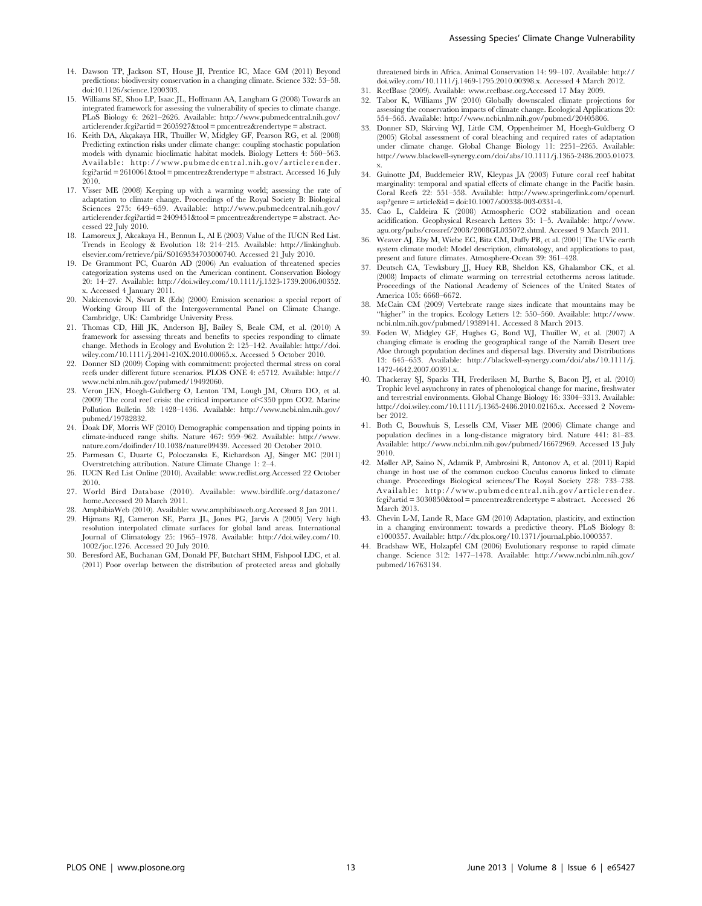14. Dawson TP, Jackson ST, House JI, Prentice IC, Mace GM (2011) Beyond predictions: biodiversity conservation in a changing climate. Science 332: 53–58. doi:10.1126/science.1200303.
15. Williams SE, Shoo LP, Isaac JL, Hoffmann AA, Langham G (2008) Towards an integrated framework for assessing the vulnerability of species to climate change. PLoS Biology 6: 2621–2626. Available: http://www.pubmedcentral.nih.gov/articlerender.fcgi?artid = 2605927&tool = pmcentrez&rendertype = abstract.
16. Keith DA, Akçakaya HR, Thuiller W, Midgley GF, Pearson RG, et al. (2008) Predicting extinction risks under climate change: coupling stochastic population models with dynamic bioclimatic habitat models. Biology Letters 4: 560–563. Available: http://www.pubmedcentral.nih.gov/articlerender.fcgi?artid = 2610061&tool = pmcentrez&rendertype = abstract. Accessed 16 July 2010.
17. Visser ME (2008) Keeping up with a warming world; assessing the rate of adaptation to climate change. Proceedings of the Royal Society B: Biological Sciences 275: 649–659. Available: http://www.pubmedcentral.nih.gov/articlerender.fcgi?artid = 2409451&tool = pmcentrez&rendertype = abstract. Accessed 22 July 2010.
18. Lamoreux J, Akcakaya H., Bennun L, Al E (2003) Value of the IUCN Red List. Trends in Ecology & Evolution 18: 214–215. Available: http://linkinghub.elsevier.com/retrieve/pii/S0169534703000740. Accessed 21 July 2010.
19. De Grammont PC, Cuarón AD (2006) An evaluation of threatened species categorization systems used on the American continent. Conservation Biology 20: 14–27. Available: http://doi.wiley.com/10.1111/j.1523-1739.2006.00352.x. Accessed 4 January 2011.
20. Nakicenovic N, Swart R (Eds) (2000) Emission scenarios: a special report of Working Group III of the Intergovernmental Panel on Climate Change. Cambridge, UK: Cambridge University Press.
21. Thomas CD, Hill JK, Anderson BJ, Bailey S, Beale CM, et al. (2010) A framework for assessing threats and benefits to species responding to climate change. Methods in Ecology and Evolution 2: 125–142. Available: http://doi.wiley.com/10.1111/j.2041-210X.2010.00065.x. Accessed 5 October 2010.
22. Donner SD (2009) Coping with commitment: projected thermal stress on coral reefs under different future scenarios. PLOS ONE 4: e5712. Available: http://www.ncbi.nlm.nih.gov/pubmed/19492060.
23. Veron JEN, Hoegh-Guldberg O, Lenton TM, Lough JM, Obura DO, et al. (2009) The coral reef crisis: the critical importance of<350 ppm CO2. Marine Pollution Bulletin 58: 1428–1436. Available: http://www.ncbi.nlm.nih.gov/pubmed/19782832.
24. Doak DF, Morris WF (2010) Demographic compensation and tipping points in climate-induced range shifts. Nature 467: 959–962. Available: http://www.nature.com/doifinder/10.1038/nature09439. Accessed 20 October 2010.
25. Parmesan C, Duarte C, Poloczanska E, Richardson AJ, Singer MC (2011) Overstretching attribution. Nature Climate Change 1: 2–4.
26. IUCN Red List Online (2010). Available: www.redlist.org.Accessed 22 October 2010.
27. World Bird Database (2010). Available: www.birdlife.org/datazone/home.Accessed 20 March 2011.
28. AmphibiaWeb (2010). Available: www.amphibiaweb.org.Accessed 8 Jan 2011.
29. Hijmans RJ, Cameron SE, Parra JL, Jones PG, Jarvis A (2005) Very high resolution interpolated climate surfaces for global land areas. International Journal of Climatology 25: 1965–1978. Available: http://doi.wiley.com/10.1002/joc.1276. Accessed 20 July 2010.
30. Beresford AE, Buchanan GM, Donald PF, Butchart SHM, Fishpool LDC, et al. (2011) Poor overlap between the distribution of protected areas and globally threatened birds in Africa. Animal Conservation 14: 99–107. Available: http://doi.wiley.com/10.1111/j.1469-1795.2010.00398.x. Accessed 4 March 2012.
31. ReefBase (2009). Available: www.reefbase.org.Accessed 17 May 2009.
32. Tabor K, Williams JW (2010) Globally downscaled climate projections for assessing the conservation impacts of climate change. Ecological Applications 20: 554–565. Available: http://www.ncbi.nlm.nih.gov/pubmed/20405806.
33. Donner SD, Skirving WJ, Little CM, Oppenheimer M, Hoegh-Guldberg O (2005) Global assessment of coral bleaching and required rates of adaptation under climate change. Global Change Biology 11: 2251–2265. Available: http://www.blackwell-synergy.com/doi/abs/10.1111/j.1365-2486.2005.01073.x.
34. Guinotte JM, Buddemeier RW, Kleypas JA (2003) Future coral reef habitat marginality: temporal and spatial effects of climate change in the Pacific basin. Coral Reefs 22: 551–558. Available: http://www.springerlink.com/openurl.asp?genre = article&id = doi:10.1007/s00338-003-0331-4.
35. Cao L, Caldeira K (2008) Atmospheric CO2 stabilization and ocean acidification. Geophysical Research Letters 35: 1–5. Available: http://www.agu.org/pubs/crossref/2008/2008GL035072.shtml. Accessed 9 March 2011.
36. Weaver AJ, Eby M, Wiebe EC, Bitz CM, Duffy PB, et al. (2001) The UVic earth system climate model: Model description, climatology, and applications to past, present and future climates. Atmosphere-Ocean 39: 361–428.
37. Deutsch CA, Tewksbury JJ, Huey RB, Sheldon KS, Ghalambor CK, et al. (2008) Impacts of climate warming on terrestrial ectotherms across latitude. Proceedings of the National Academy of Sciences of the United States of America 105: 6668–6672.
38. McCain CM (2009) Vertebrate range sizes indicate that mountains may be "higher" in the tropics. Ecology Letters 12: 550–560. Available: http://www.ncbi.nlm.nih.gov/pubmed/19389141. Accessed 8 March 2013.
39. Foden W, Midgley GF, Hughes G, Bond WJ, Thuiller W, et al. (2007) A changing climate is eroding the geographical range of the Namib Desert tree Aloe through population declines and dispersal lags. Diversity and Distributions 13: 645–653. Available: http://blackwell-synergy.com/doi/abs/10.1111/j.1472-4642.2007.00391.x.
40. Thackeray SJ, Sparks TH, Frederiksen M, Burthe S, Bacon PJ, et al. (2010) Trophic level asynchrony in rates of phenological change for marine, freshwater and terrestrial environments. Global Change Biology 16: 3304–3313. Available: http://doi.wiley.com/10.1111/j.1365-2486.2010.02165.x. Accessed 2 November 2012.
41. Both C, Bouwhuis S, Lessells CM, Visser ME (2006) Climate change and population declines in a long-distance migratory bird. Nature 441: 81–83. Available: http://www.ncbi.nlm.nih.gov/pubmed/16672969. Accessed 13 July 2010.
42. Møller AP, Saino N, Adamik P, Ambrosini R, Antonov A, et al. (2011) Rapid change in host use of the common cuckoo Cuculus canorus linked to climate change. Proceedings Biological sciences/The Royal Society 278: 733–738. Available: http://www.pubmedcentral.nih.gov/articlerender.fcgi?artid = 3030850&tool = pmcentrez&rendertype = abstract. Accessed 26 March 2013.
43. Chevin L-M, Lande R, Mace GM (2010) Adaptation, plasticity, and extinction in a changing environment: towards a predictive theory. PLoS Biology 8: e1000357. Available: http://dx.plos.org/10.1371/journal.pbio.1000357.
44. Bradshaw WE, Holzapfel CM (2006) Evolutionary response to rapid climate change. Science 312: 1477–1478. Available: http://www.ncbi.nlm.nih.gov/pubmed/16763134.